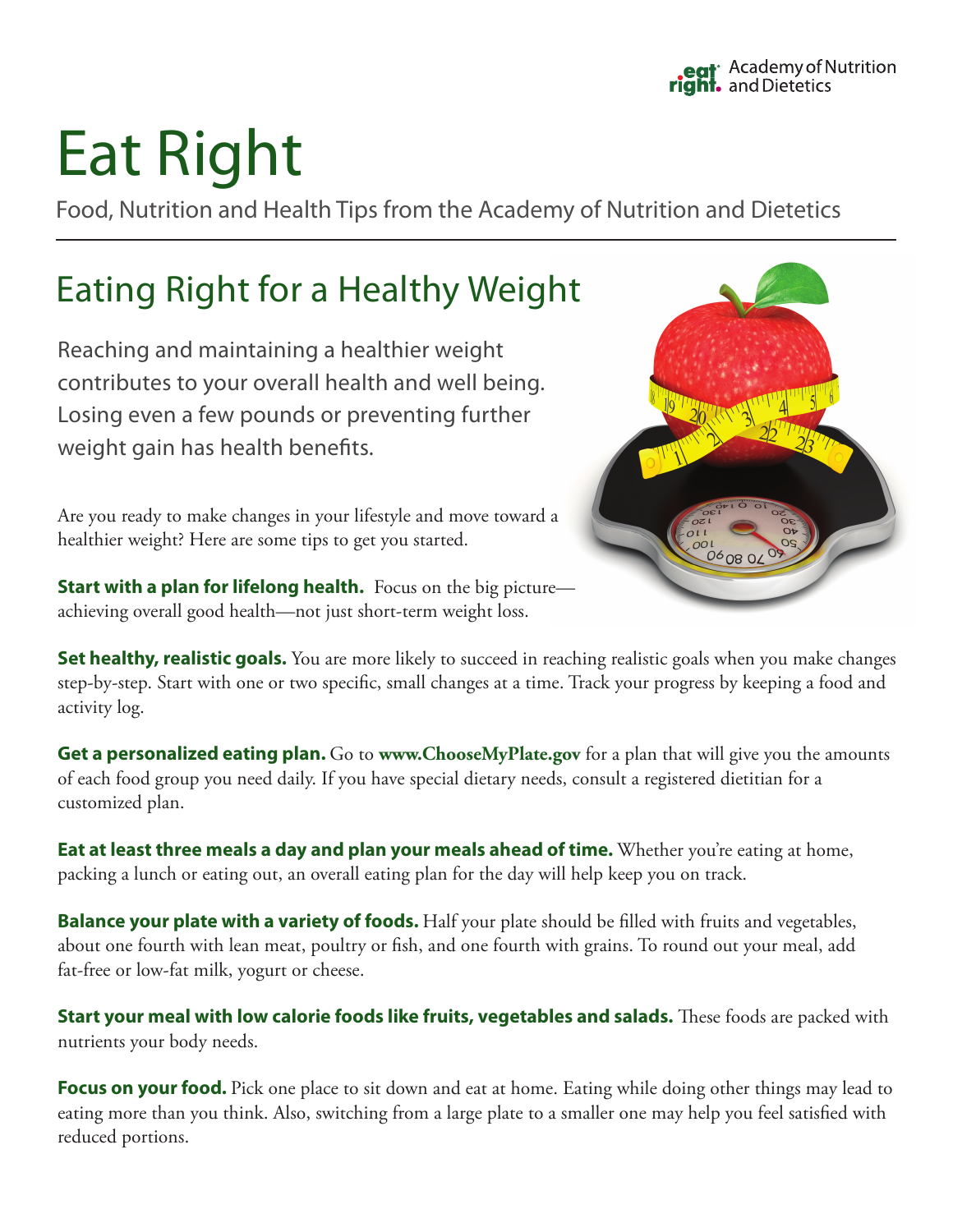eat right. Academy of Nutrition and Dietetics

# Eat Right

Food, Nutrition and Health Tips from the Academy of Nutrition and Dietetics

## Eating Right for a Healthy Weight

Reaching and maintaining a healthier weight contributes to your overall health and well being. Losing even a few pounds or preventing further weight gain has health benefits.

Are you ready to make changes in your lifestyle and move toward a healthier weight? Here are some tips to get you started.

**Start with a plan for lifelong health.** Focus on the big picture—achieving overall good health—not just short-term weight loss.

**Set healthy, realistic goals.** You are more likely to succeed in reaching realistic goals when you make changes step-by-step. Start with one or two specific, small changes at a time. Track your progress by keeping a food and activity log.

**Get a personalized eating plan.** Go to **www.ChooseMyPlate.gov** for a plan that will give you the amounts of each food group you need daily. If you have special dietary needs, consult a registered dietitian for a customized plan.

**Eat at least three meals a day and plan your meals ahead of time.** Whether you're eating at home, packing a lunch or eating out, an overall eating plan for the day will help keep you on track.

**Balance your plate with a variety of foods.** Half your plate should be filled with fruits and vegetables, about one fourth with lean meat, poultry or fish, and one fourth with grains. To round out your meal, add fat-free or low-fat milk, yogurt or cheese.

**Start your meal with low calorie foods like fruits, vegetables and salads.** These foods are packed with nutrients your body needs.

**Focus on your food.** Pick one place to sit down and eat at home. Eating while doing other things may lead to eating more than you think. Also, switching from a large plate to a smaller one may help you feel satisfied with reduced portions.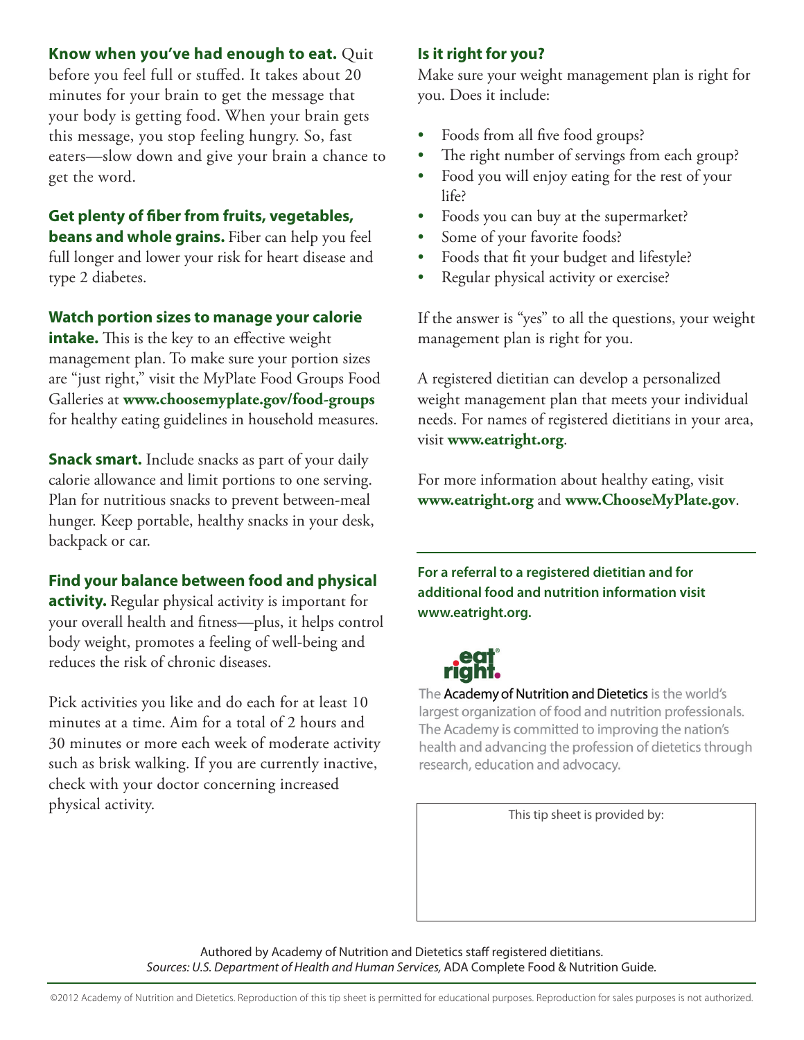**Know when you've had enough to eat.** Quit before you feel full or stuffed. It takes about 20 minutes for your brain to get the message that your body is getting food. When your brain gets this message, you stop feeling hungry. So, fast eaters—slow down and give your brain a chance to get the word.

**Get plenty of fiber from fruits, vegetables, beans and whole grains.** Fiber can help you feel full longer and lower your risk for heart disease and type 2 diabetes.

**Watch portion sizes to manage your calorie intake.** This is the key to an effective weight management plan. To make sure your portion sizes are "just right," visit the MyPlate Food Groups Food Galleries at **www.choosemyplate.gov/food-groups** for healthy eating guidelines in household measures.

**Snack smart.** Include snacks as part of your daily calorie allowance and limit portions to one serving. Plan for nutritious snacks to prevent between-meal hunger. Keep portable, healthy snacks in your desk, backpack or car.

**Find your balance between food and physical activity.** Regular physical activity is important for your overall health and fitness—plus, it helps control body weight, promotes a feeling of well-being and reduces the risk of chronic diseases.

Pick activities you like and do each for at least 10 minutes at a time. Aim for a total of 2 hours and 30 minutes or more each week of moderate activity such as brisk walking. If you are currently inactive, check with your doctor concerning increased physical activity.

## Is it right for you?

Make sure your weight management plan is right for you. Does it include:

- Foods from all five food groups?
- The right number of servings from each group?
- Food you will enjoy eating for the rest of your life?
- Foods you can buy at the supermarket?
- Some of your favorite foods?
- Foods that fit your budget and lifestyle?
- Regular physical activity or exercise?

If the answer is "yes" to all the questions, your weight management plan is right for you.

A registered dietitian can develop a personalized weight management plan that meets your individual needs. For names of registered dietitians in your area, visit **www.eatright.org**.

For more information about healthy eating, visit **www.eatright.org** and **www.ChooseMyPlate.gov**.

---

**For a referral to a registered dietitian and for additional food and nutrition information visit www.eatright.org.**

eat right.

The Academy of Nutrition and Dietetics is the world's largest organization of food and nutrition professionals. The Academy is committed to improving the nation's health and advancing the profession of dietetics through research, education and advocacy.

This tip sheet is provided by:

Authored by Academy of Nutrition and Dietetics staff registered dietitians.
*Sources: U.S. Department of Health and Human Services,* ADA Complete Food & Nutrition Guide.

©2012 Academy of Nutrition and Dietetics. Reproduction of this tip sheet is permitted for educational purposes. Reproduction for sales purposes is not authorized.